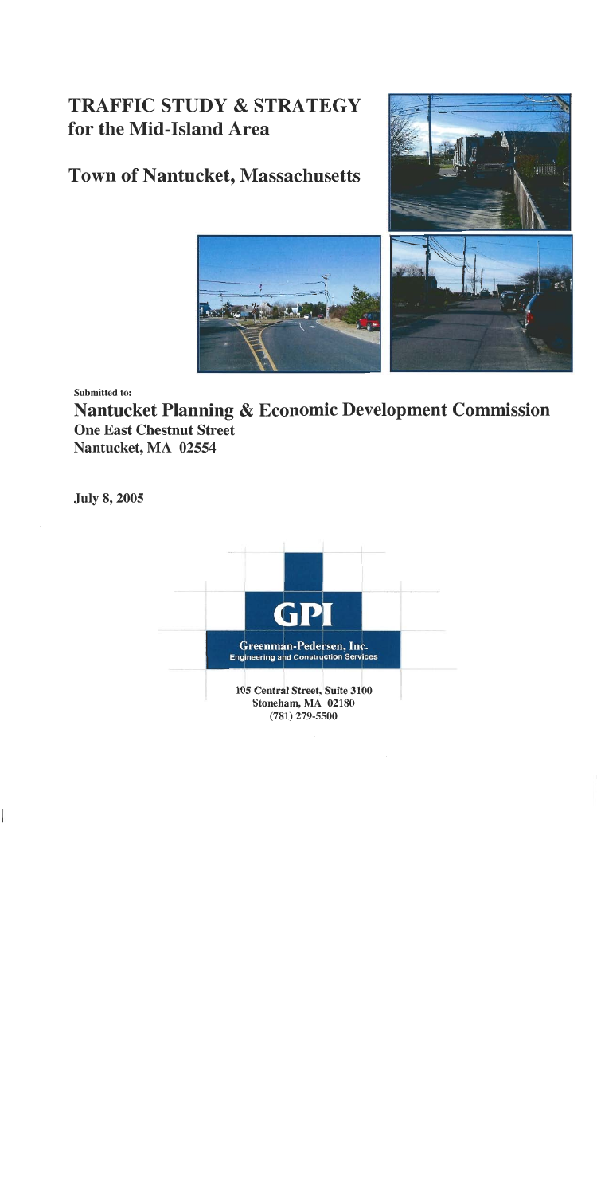# TRAFFIC STUDY & STRATEGY for the Mid-Island Area

## Town of Nantucket, Massachusetts

Submitted to:

**Nantucket Planning & Economic Development Commission**
**One East Chestnut Street**
**Nantucket, MA 02554**

**July 8, 2005**

**GPI**
**Greenman-Pedersen, Inc.**
**Engineering and Construction Services**

105 Central Street, Suite 3100
Stoneham, MA 02180
(781) 279-5500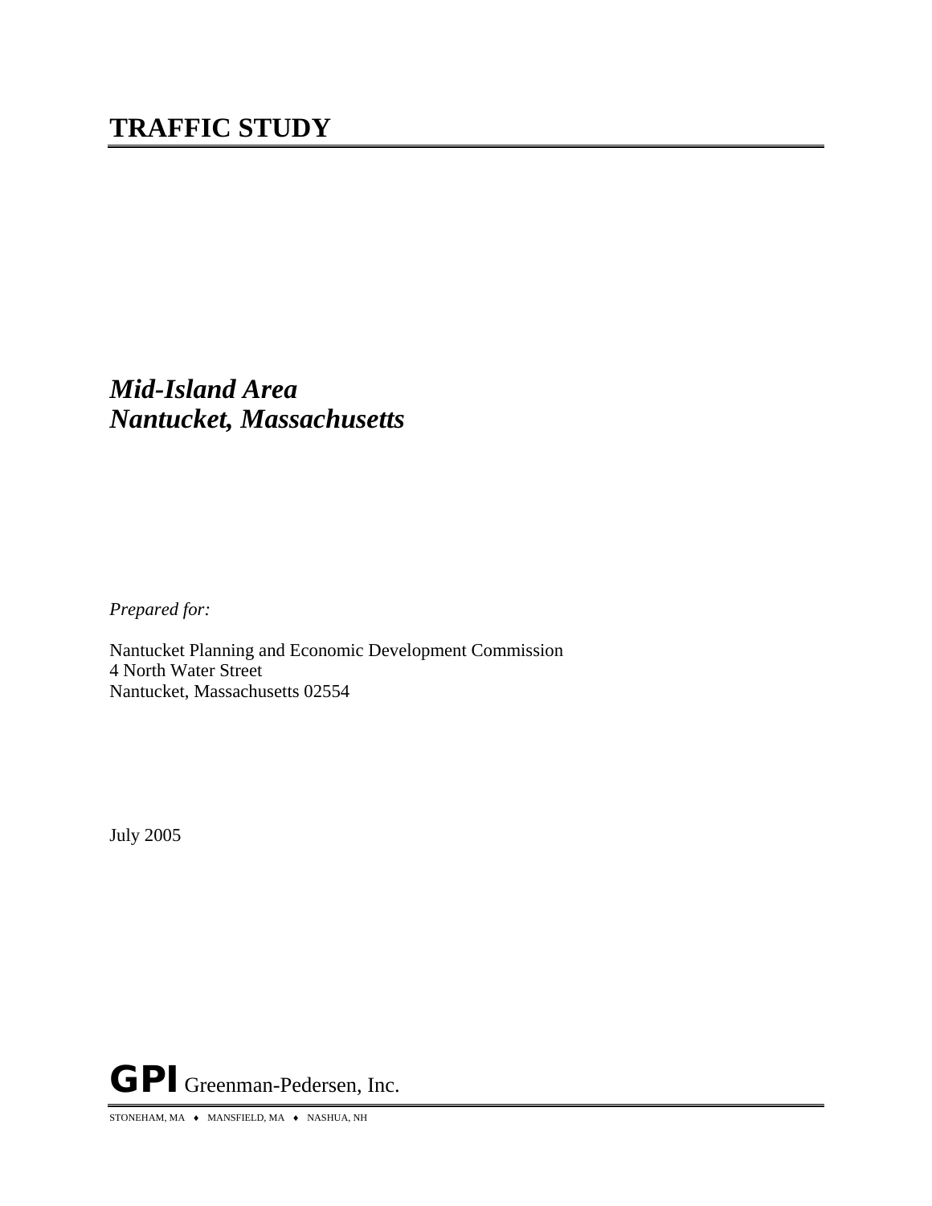# TRAFFIC STUDY

***Mid-Island Area***
***Nantucket, Massachusetts***

*Prepared for:*

Nantucket Planning and Economic Development Commission
4 North Water Street
Nantucket, Massachusetts 02554

July 2005

**GPI** Greenman-Pedersen, Inc.

STONEHAM, MA ♦ MANSFIELD, MA ♦ NASHUA, NH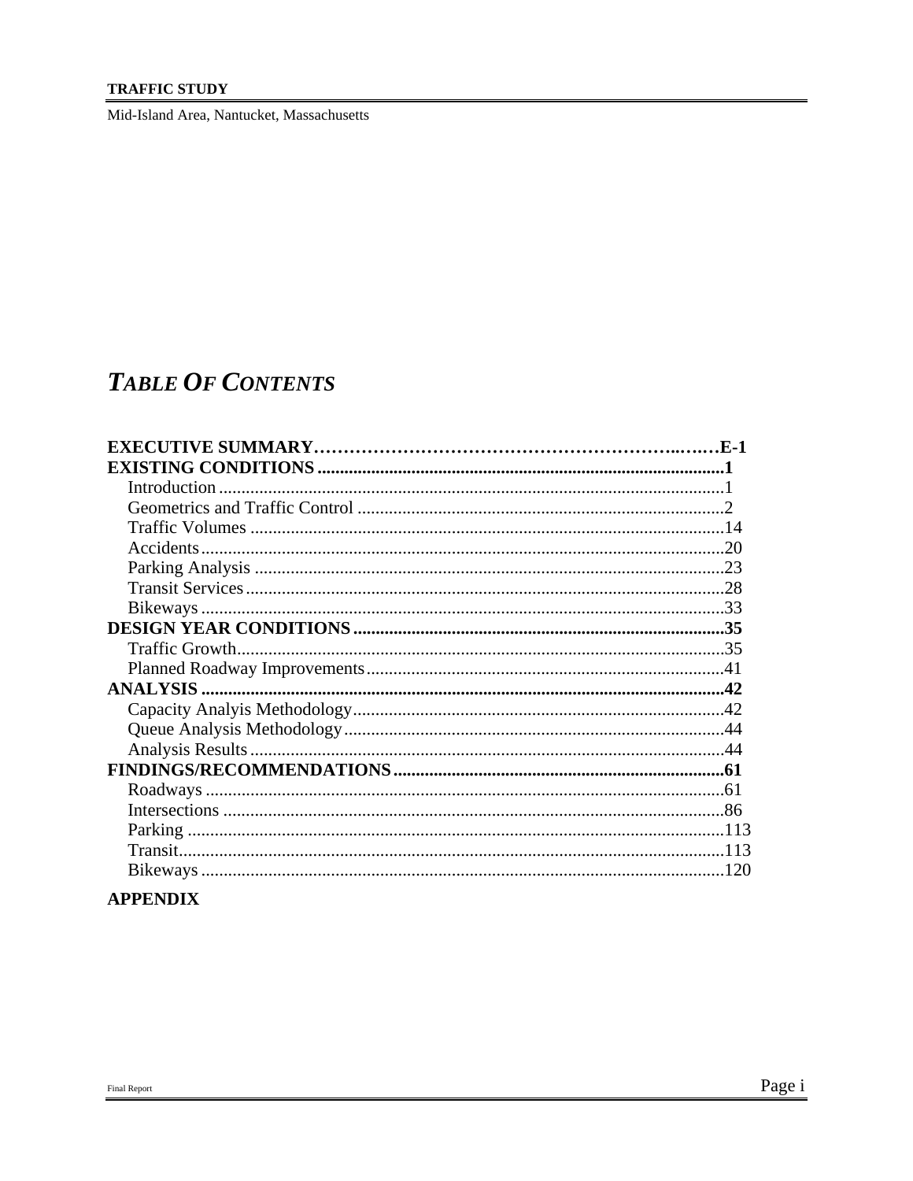# *TABLE OF CONTENTS*

**EXECUTIVE SUMMARY**……………………………………………………..……E-1
**EXISTING CONDITIONS**..........................................................................................1
- Introduction.................................................................................................................1
- Geometrics and Traffic Control .................................................................................2
- Traffic Volumes .........................................................................................................14
- Accidents....................................................................................................................20
- Parking Analysis ........................................................................................................23
- Transit Services..........................................................................................................28
- Bikeways ...................................................................................................................33

**DESIGN YEAR CONDITIONS**..................................................................................35
- Traffic Growth............................................................................................................35
- Planned Roadway Improvements...............................................................................41

**ANALYSIS**....................................................................................................................42
- Capacity Analyis Methodology..................................................................................42
- Queue Analysis Methodology....................................................................................44
- Analysis Results.........................................................................................................44

**FINDINGS/RECOMMENDATIONS**.........................................................................61
- Roadways ...................................................................................................................61
- Intersections ...............................................................................................................86
- Parking .......................................................................................................................113
- Transit.........................................................................................................................113
- Bikeways ...................................................................................................................120

**APPENDIX**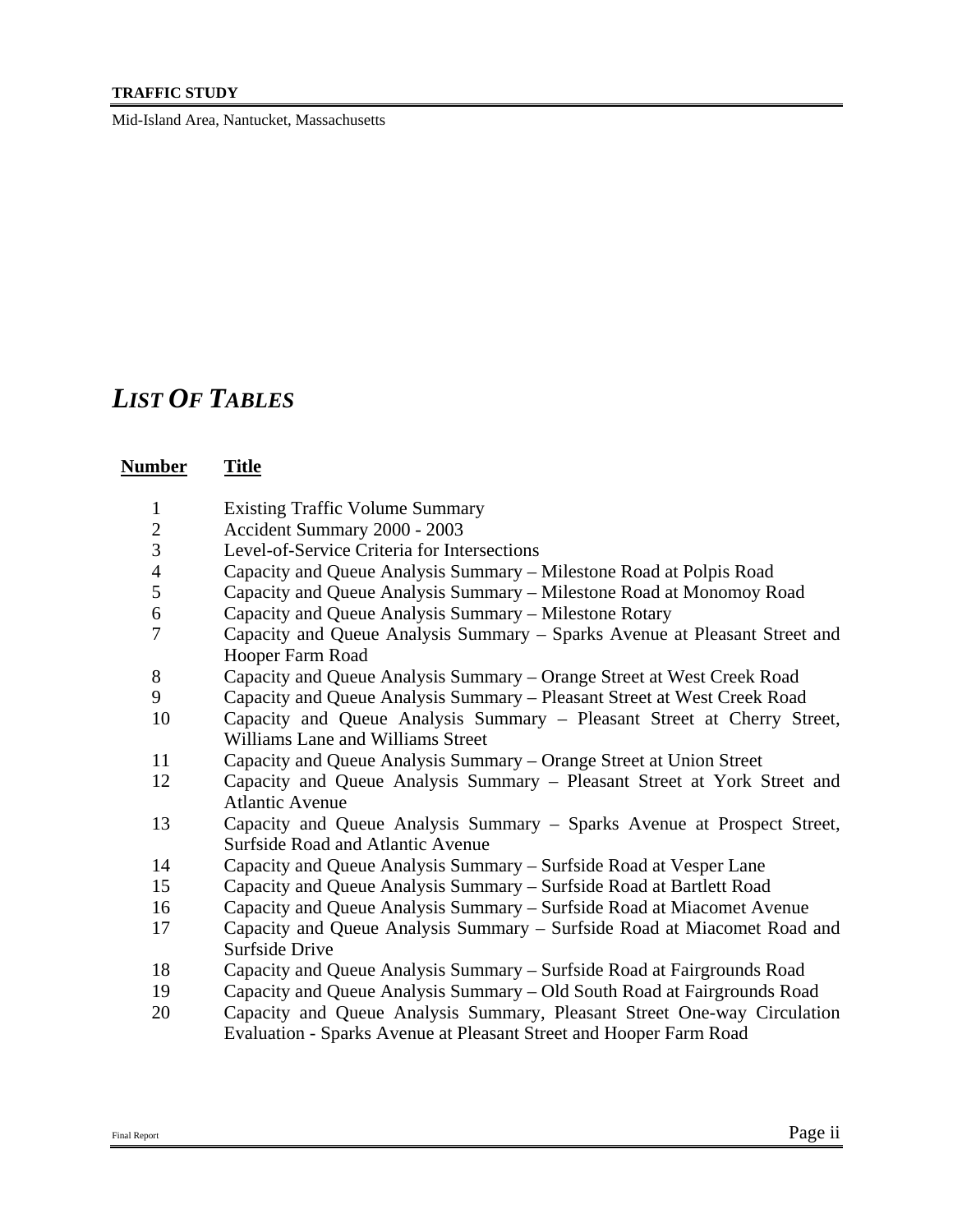# *LIST OF TABLES*

| Number | Title |
|---|---|
| 1 | Existing Traffic Volume Summary |
| 2 | Accident Summary 2000 - 2003 |
| 3 | Level-of-Service Criteria for Intersections |
| 4 | Capacity and Queue Analysis Summary – Milestone Road at Polpis Road |
| 5 | Capacity and Queue Analysis Summary – Milestone Road at Monomoy Road |
| 6 | Capacity and Queue Analysis Summary – Milestone Rotary |
| 7 | Capacity and Queue Analysis Summary – Sparks Avenue at Pleasant Street and Hooper Farm Road |
| 8 | Capacity and Queue Analysis Summary – Orange Street at West Creek Road |
| 9 | Capacity and Queue Analysis Summary – Pleasant Street at West Creek Road |
| 10 | Capacity and Queue Analysis Summary – Pleasant Street at Cherry Street, Williams Lane and Williams Street |
| 11 | Capacity and Queue Analysis Summary – Orange Street at Union Street |
| 12 | Capacity and Queue Analysis Summary – Pleasant Street at York Street and Atlantic Avenue |
| 13 | Capacity and Queue Analysis Summary – Sparks Avenue at Prospect Street, Surfside Road and Atlantic Avenue |
| 14 | Capacity and Queue Analysis Summary – Surfside Road at Vesper Lane |
| 15 | Capacity and Queue Analysis Summary – Surfside Road at Bartlett Road |
| 16 | Capacity and Queue Analysis Summary – Surfside Road at Miacomet Avenue |
| 17 | Capacity and Queue Analysis Summary – Surfside Road at Miacomet Road and Surfside Drive |
| 18 | Capacity and Queue Analysis Summary – Surfside Road at Fairgrounds Road |
| 19 | Capacity and Queue Analysis Summary – Old South Road at Fairgrounds Road |
| 20 | Capacity and Queue Analysis Summary, Pleasant Street One-way Circulation Evaluation - Sparks Avenue at Pleasant Street and Hooper Farm Road |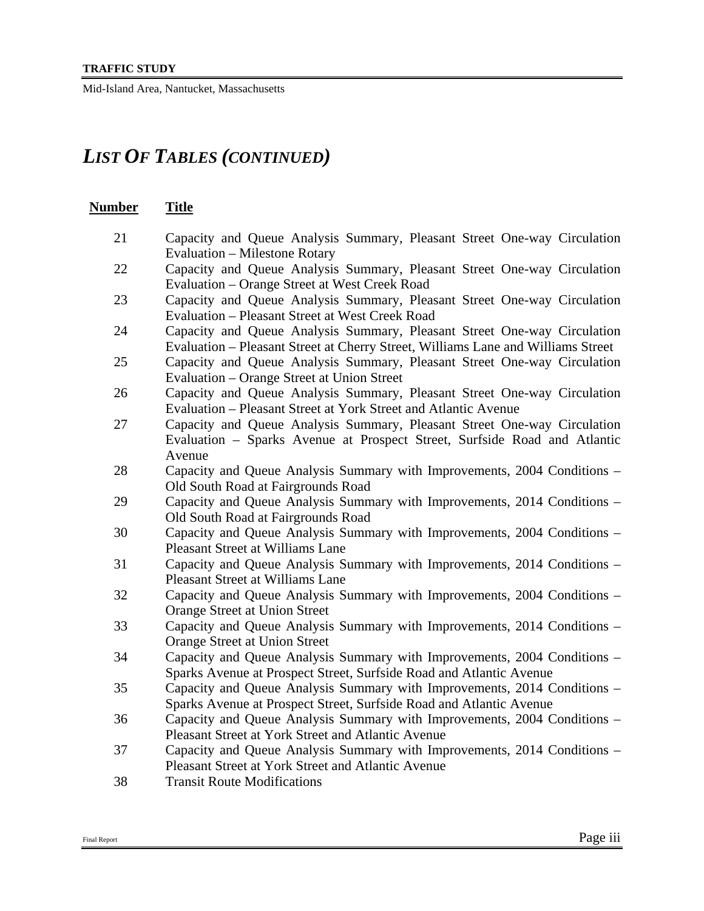## *LIST OF TABLES (CONTINUED)*

| **Number** | **Title** |
|---|---|
| 21 | Capacity and Queue Analysis Summary, Pleasant Street One-way Circulation Evaluation – Milestone Rotary |
| 22 | Capacity and Queue Analysis Summary, Pleasant Street One-way Circulation Evaluation – Orange Street at West Creek Road |
| 23 | Capacity and Queue Analysis Summary, Pleasant Street One-way Circulation Evaluation – Pleasant Street at West Creek Road |
| 24 | Capacity and Queue Analysis Summary, Pleasant Street One-way Circulation Evaluation – Pleasant Street at Cherry Street, Williams Lane and Williams Street |
| 25 | Capacity and Queue Analysis Summary, Pleasant Street One-way Circulation Evaluation – Orange Street at Union Street |
| 26 | Capacity and Queue Analysis Summary, Pleasant Street One-way Circulation Evaluation – Pleasant Street at York Street and Atlantic Avenue |
| 27 | Capacity and Queue Analysis Summary, Pleasant Street One-way Circulation Evaluation – Sparks Avenue at Prospect Street, Surfside Road and Atlantic Avenue |
| 28 | Capacity and Queue Analysis Summary with Improvements, 2004 Conditions – Old South Road at Fairgrounds Road |
| 29 | Capacity and Queue Analysis Summary with Improvements, 2014 Conditions – Old South Road at Fairgrounds Road |
| 30 | Capacity and Queue Analysis Summary with Improvements, 2004 Conditions – Pleasant Street at Williams Lane |
| 31 | Capacity and Queue Analysis Summary with Improvements, 2014 Conditions – Pleasant Street at Williams Lane |
| 32 | Capacity and Queue Analysis Summary with Improvements, 2004 Conditions – Orange Street at Union Street |
| 33 | Capacity and Queue Analysis Summary with Improvements, 2014 Conditions – Orange Street at Union Street |
| 34 | Capacity and Queue Analysis Summary with Improvements, 2004 Conditions – Sparks Avenue at Prospect Street, Surfside Road and Atlantic Avenue |
| 35 | Capacity and Queue Analysis Summary with Improvements, 2014 Conditions – Sparks Avenue at Prospect Street, Surfside Road and Atlantic Avenue |
| 36 | Capacity and Queue Analysis Summary with Improvements, 2004 Conditions – Pleasant Street at York Street and Atlantic Avenue |
| 37 | Capacity and Queue Analysis Summary with Improvements, 2014 Conditions – Pleasant Street at York Street and Atlantic Avenue |
| 38 | Transit Route Modifications |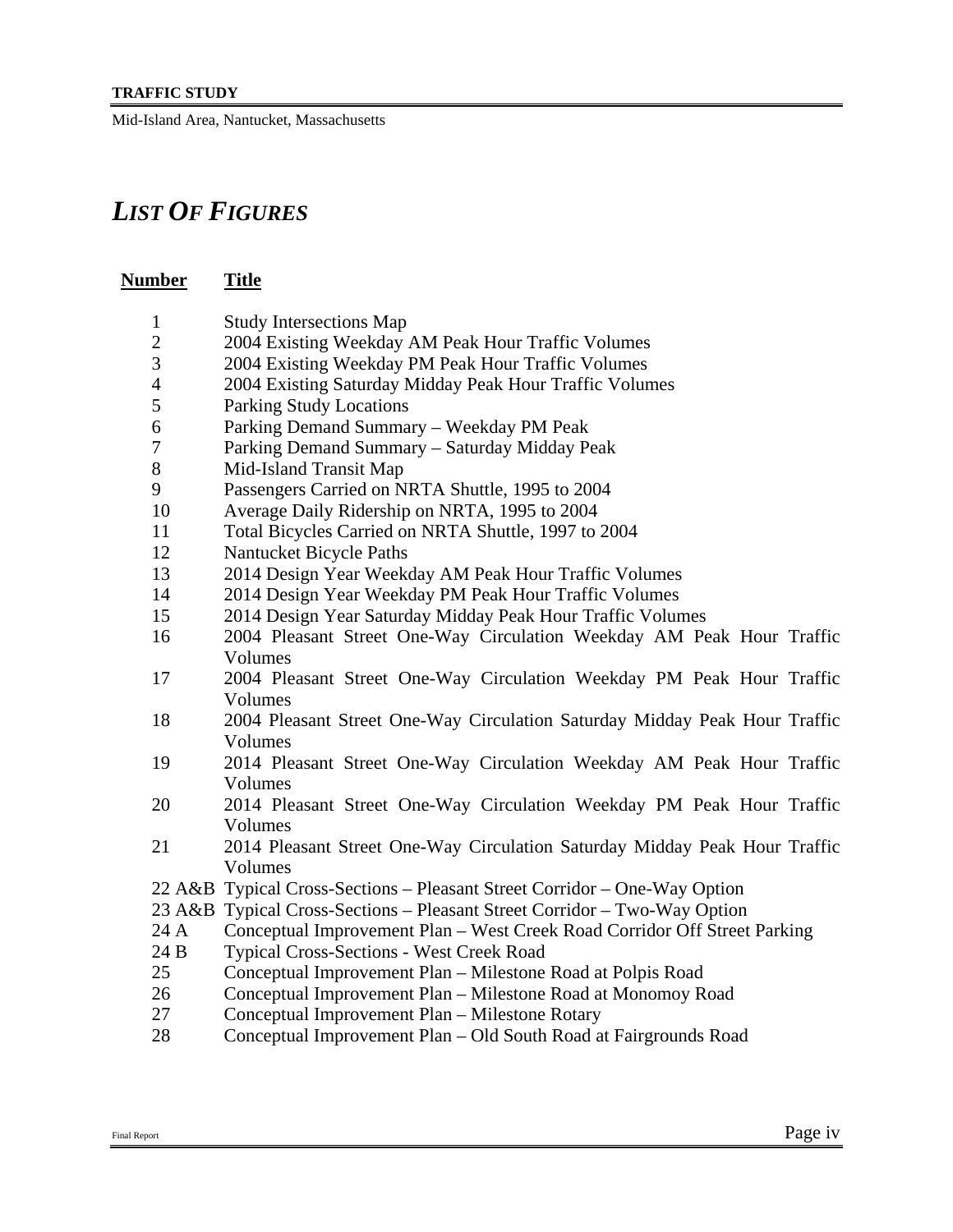# *LIST OF FIGURES*

| Number | Title |
|---|---|
| 1 | Study Intersections Map |
| 2 | 2004 Existing Weekday AM Peak Hour Traffic Volumes |
| 3 | 2004 Existing Weekday PM Peak Hour Traffic Volumes |
| 4 | 2004 Existing Saturday Midday Peak Hour Traffic Volumes |
| 5 | Parking Study Locations |
| 6 | Parking Demand Summary – Weekday PM Peak |
| 7 | Parking Demand Summary – Saturday Midday Peak |
| 8 | Mid-Island Transit Map |
| 9 | Passengers Carried on NRTA Shuttle, 1995 to 2004 |
| 10 | Average Daily Ridership on NRTA, 1995 to 2004 |
| 11 | Total Bicycles Carried on NRTA Shuttle, 1997 to 2004 |
| 12 | Nantucket Bicycle Paths |
| 13 | 2014 Design Year Weekday AM Peak Hour Traffic Volumes |
| 14 | 2014 Design Year Weekday PM Peak Hour Traffic Volumes |
| 15 | 2014 Design Year Saturday Midday Peak Hour Traffic Volumes |
| 16 | 2004 Pleasant Street One-Way Circulation Weekday AM Peak Hour Traffic Volumes |
| 17 | 2004 Pleasant Street One-Way Circulation Weekday PM Peak Hour Traffic Volumes |
| 18 | 2004 Pleasant Street One-Way Circulation Saturday Midday Peak Hour Traffic Volumes |
| 19 | 2014 Pleasant Street One-Way Circulation Weekday AM Peak Hour Traffic Volumes |
| 20 | 2014 Pleasant Street One-Way Circulation Weekday PM Peak Hour Traffic Volumes |
| 21 | 2014 Pleasant Street One-Way Circulation Saturday Midday Peak Hour Traffic Volumes |
| 22 A&B | Typical Cross-Sections – Pleasant Street Corridor – One-Way Option |
| 23 A&B | Typical Cross-Sections – Pleasant Street Corridor – Two-Way Option |
| 24 A | Conceptual Improvement Plan – West Creek Road Corridor Off Street Parking |
| 24 B | Typical Cross-Sections - West Creek Road |
| 25 | Conceptual Improvement Plan – Milestone Road at Polpis Road |
| 26 | Conceptual Improvement Plan – Milestone Road at Monomoy Road |
| 27 | Conceptual Improvement Plan – Milestone Rotary |
| 28 | Conceptual Improvement Plan – Old South Road at Fairgrounds Road |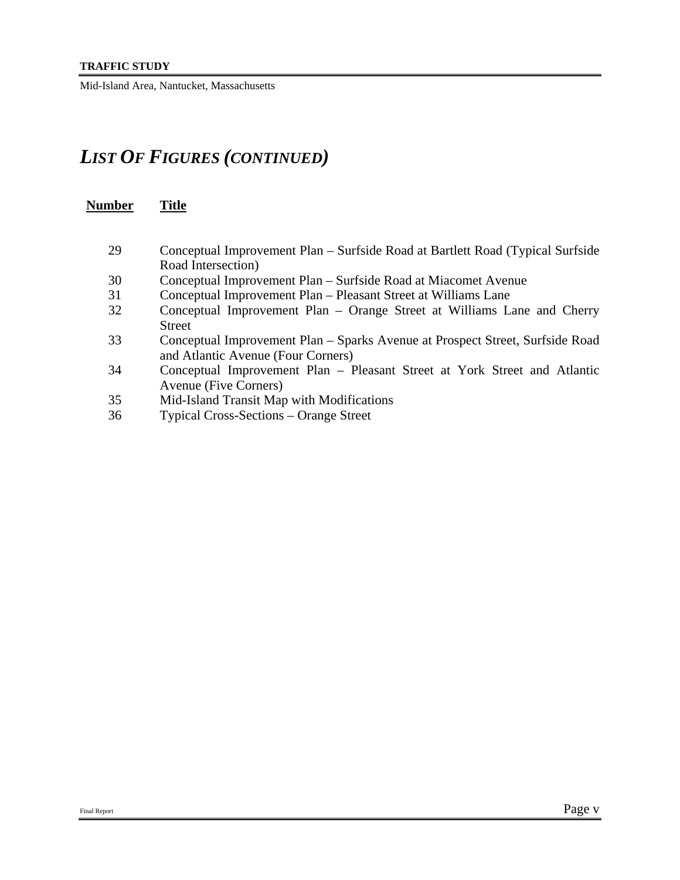# *LIST OF FIGURES (CONTINUED)*

| Number | Title |
|---|---|
| 29 | Conceptual Improvement Plan – Surfside Road at Bartlett Road (Typical Surfside Road Intersection) |
| 30 | Conceptual Improvement Plan – Surfside Road at Miacomet Avenue |
| 31 | Conceptual Improvement Plan – Pleasant Street at Williams Lane |
| 32 | Conceptual Improvement Plan – Orange Street at Williams Lane and Cherry Street |
| 33 | Conceptual Improvement Plan – Sparks Avenue at Prospect Street, Surfside Road and Atlantic Avenue (Four Corners) |
| 34 | Conceptual Improvement Plan – Pleasant Street at York Street and Atlantic Avenue (Five Corners) |
| 35 | Mid-Island Transit Map with Modifications |
| 36 | Typical Cross-Sections – Orange Street |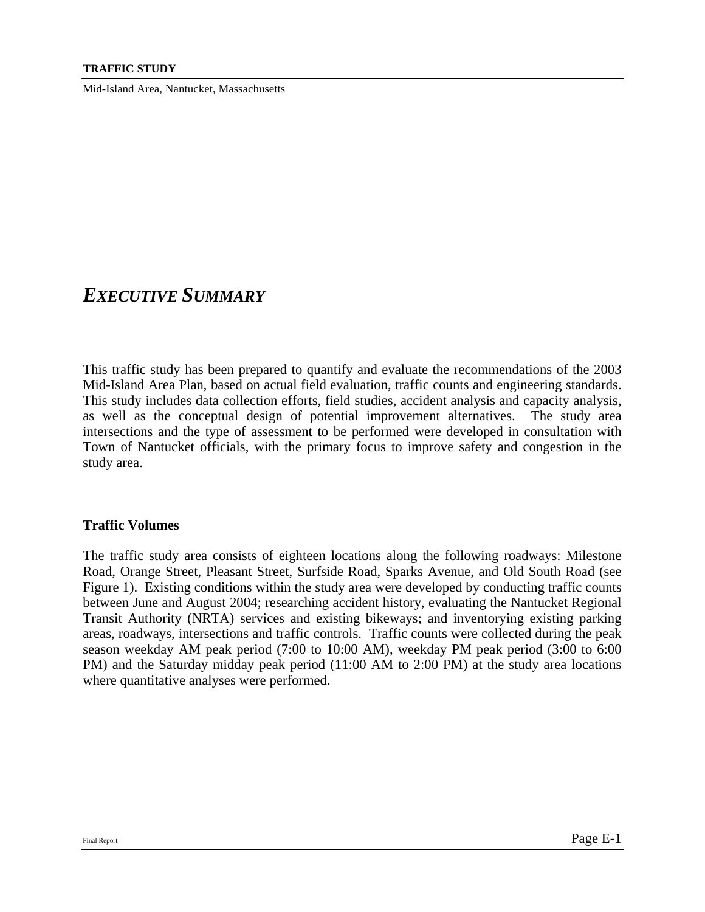# *EXECUTIVE SUMMARY*

This traffic study has been prepared to quantify and evaluate the recommendations of the 2003 Mid-Island Area Plan, based on actual field evaluation, traffic counts and engineering standards. This study includes data collection efforts, field studies, accident analysis and capacity analysis, as well as the conceptual design of potential improvement alternatives. The study area intersections and the type of assessment to be performed were developed in consultation with Town of Nantucket officials, with the primary focus to improve safety and congestion in the study area.

**Traffic Volumes**

The traffic study area consists of eighteen locations along the following roadways: Milestone Road, Orange Street, Pleasant Street, Surfside Road, Sparks Avenue, and Old South Road (see Figure 1). Existing conditions within the study area were developed by conducting traffic counts between June and August 2004; researching accident history, evaluating the Nantucket Regional Transit Authority (NRTA) services and existing bikeways; and inventorying existing parking areas, roadways, intersections and traffic controls. Traffic counts were collected during the peak season weekday AM peak period (7:00 to 10:00 AM), weekday PM peak period (3:00 to 6:00 PM) and the Saturday midday peak period (11:00 AM to 2:00 PM) at the study area locations where quantitative analyses were performed.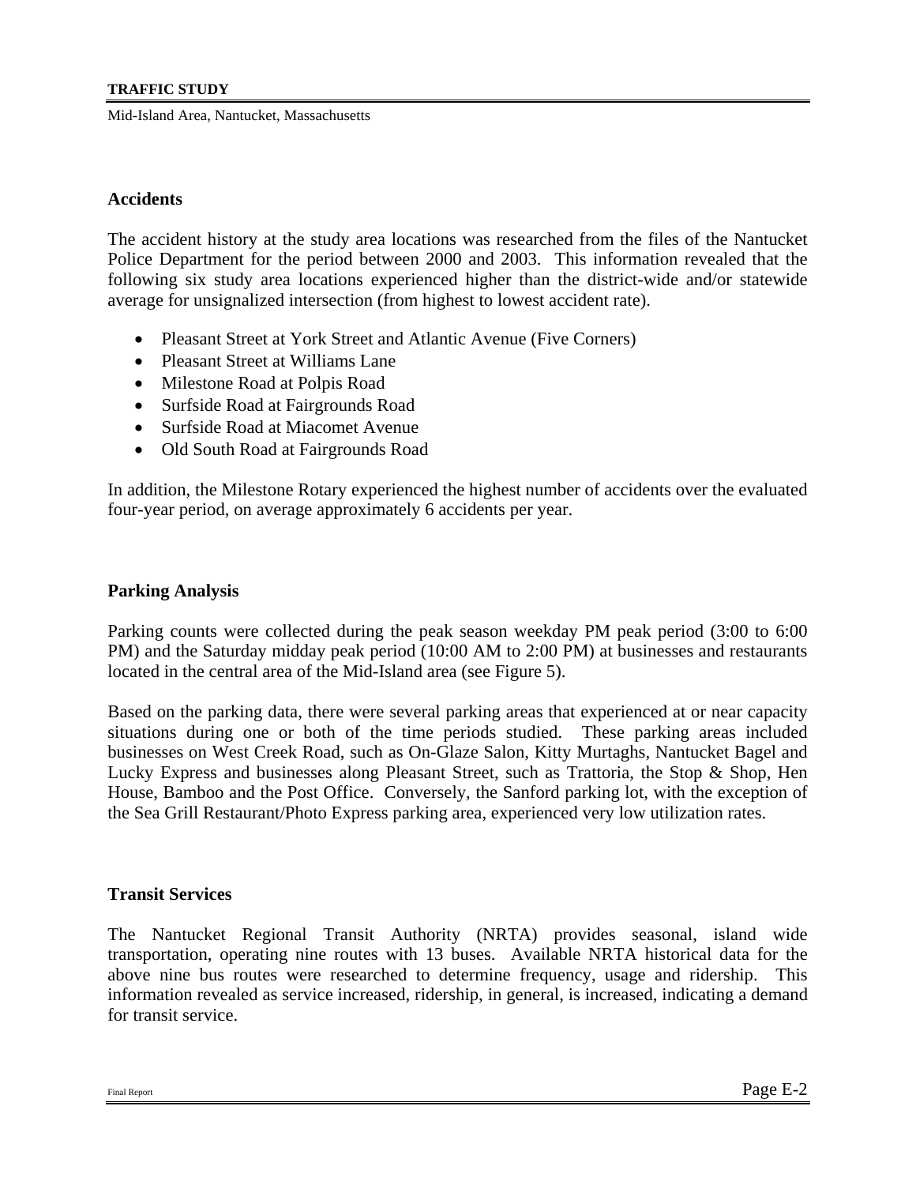## Accidents

The accident history at the study area locations was researched from the files of the Nantucket Police Department for the period between 2000 and 2003. This information revealed that the following six study area locations experienced higher than the district-wide and/or statewide average for unsignalized intersection (from highest to lowest accident rate).

- Pleasant Street at York Street and Atlantic Avenue (Five Corners)
- Pleasant Street at Williams Lane
- Milestone Road at Polpis Road
- Surfside Road at Fairgrounds Road
- Surfside Road at Miacomet Avenue
- Old South Road at Fairgrounds Road

In addition, the Milestone Rotary experienced the highest number of accidents over the evaluated four-year period, on average approximately 6 accidents per year.

## Parking Analysis

Parking counts were collected during the peak season weekday PM peak period (3:00 to 6:00 PM) and the Saturday midday peak period (10:00 AM to 2:00 PM) at businesses and restaurants located in the central area of the Mid-Island area (see Figure 5).

Based on the parking data, there were several parking areas that experienced at or near capacity situations during one or both of the time periods studied. These parking areas included businesses on West Creek Road, such as On-Glaze Salon, Kitty Murtaghs, Nantucket Bagel and Lucky Express and businesses along Pleasant Street, such as Trattoria, the Stop & Shop, Hen House, Bamboo and the Post Office. Conversely, the Sanford parking lot, with the exception of the Sea Grill Restaurant/Photo Express parking area, experienced very low utilization rates.

## Transit Services

The Nantucket Regional Transit Authority (NRTA) provides seasonal, island wide transportation, operating nine routes with 13 buses. Available NRTA historical data for the above nine bus routes were researched to determine frequency, usage and ridership. This information revealed as service increased, ridership, in general, is increased, indicating a demand for transit service.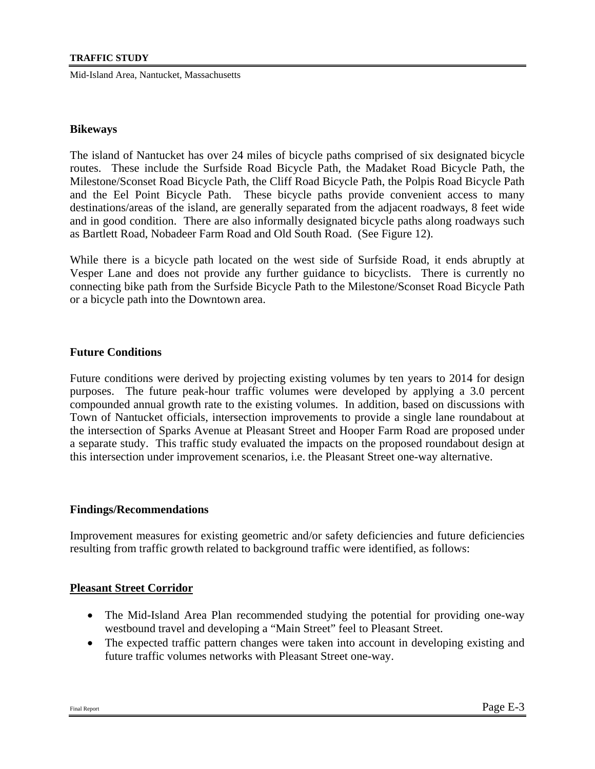### Bikeways

The island of Nantucket has over 24 miles of bicycle paths comprised of six designated bicycle routes. These include the Surfside Road Bicycle Path, the Madaket Road Bicycle Path, the Milestone/Sconset Road Bicycle Path, the Cliff Road Bicycle Path, the Polpis Road Bicycle Path and the Eel Point Bicycle Path. These bicycle paths provide convenient access to many destinations/areas of the island, are generally separated from the adjacent roadways, 8 feet wide and in good condition. There are also informally designated bicycle paths along roadways such as Bartlett Road, Nobadeer Farm Road and Old South Road. (See Figure 12).

While there is a bicycle path located on the west side of Surfside Road, it ends abruptly at Vesper Lane and does not provide any further guidance to bicyclists. There is currently no connecting bike path from the Surfside Bicycle Path to the Milestone/Sconset Road Bicycle Path or a bicycle path into the Downtown area.

### Future Conditions

Future conditions were derived by projecting existing volumes by ten years to 2014 for design purposes. The future peak-hour traffic volumes were developed by applying a 3.0 percent compounded annual growth rate to the existing volumes. In addition, based on discussions with Town of Nantucket officials, intersection improvements to provide a single lane roundabout at the intersection of Sparks Avenue at Pleasant Street and Hooper Farm Road are proposed under a separate study. This traffic study evaluated the impacts on the proposed roundabout design at this intersection under improvement scenarios, i.e. the Pleasant Street one-way alternative.

### Findings/Recommendations

Improvement measures for existing geometric and/or safety deficiencies and future deficiencies resulting from traffic growth related to background traffic were identified, as follows:

#### Pleasant Street Corridor

- The Mid-Island Area Plan recommended studying the potential for providing one-way westbound travel and developing a "Main Street" feel to Pleasant Street.
- The expected traffic pattern changes were taken into account in developing existing and future traffic volumes networks with Pleasant Street one-way.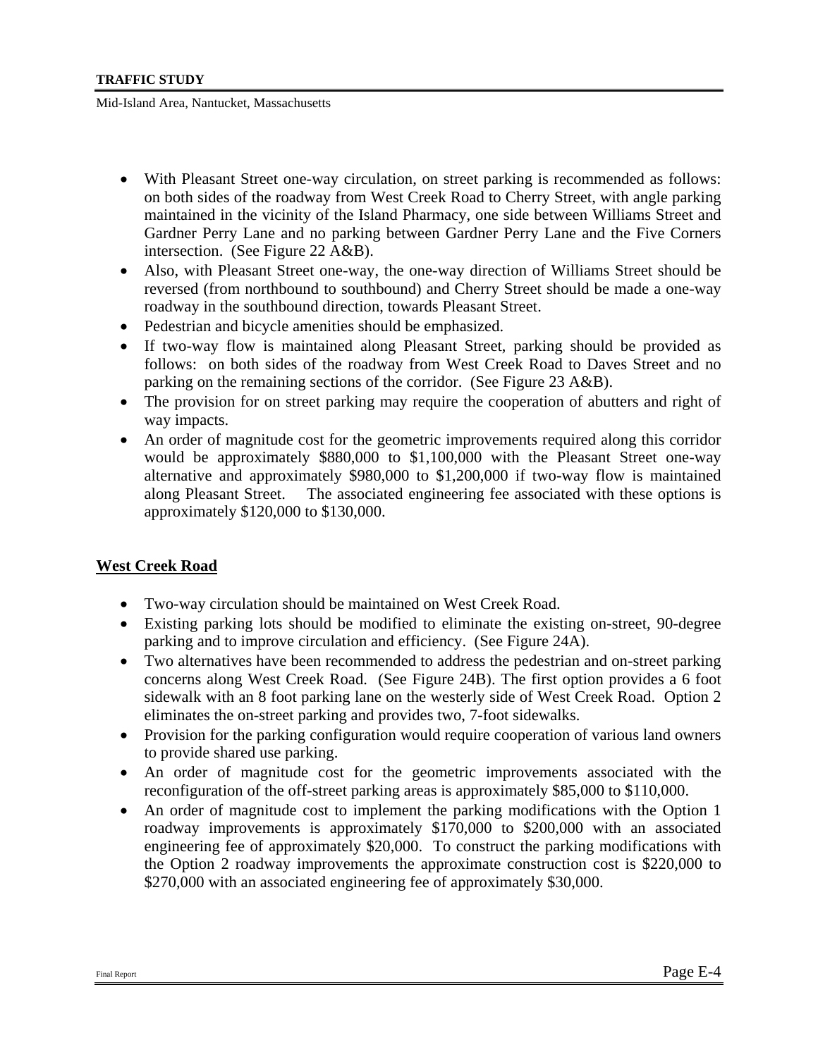- With Pleasant Street one-way circulation, on street parking is recommended as follows: on both sides of the roadway from West Creek Road to Cherry Street, with angle parking maintained in the vicinity of the Island Pharmacy, one side between Williams Street and Gardner Perry Lane and no parking between Gardner Perry Lane and the Five Corners intersection. (See Figure 22 A&B).
- Also, with Pleasant Street one-way, the one-way direction of Williams Street should be reversed (from northbound to southbound) and Cherry Street should be made a one-way roadway in the southbound direction, towards Pleasant Street.
- Pedestrian and bicycle amenities should be emphasized.
- If two-way flow is maintained along Pleasant Street, parking should be provided as follows: on both sides of the roadway from West Creek Road to Daves Street and no parking on the remaining sections of the corridor. (See Figure 23 A&B).
- The provision for on street parking may require the cooperation of abutters and right of way impacts.
- An order of magnitude cost for the geometric improvements required along this corridor would be approximately \$880,000 to \$1,100,000 with the Pleasant Street one-way alternative and approximately \$980,000 to \$1,200,000 if two-way flow is maintained along Pleasant Street. The associated engineering fee associated with these options is approximately \$120,000 to \$130,000.

## West Creek Road

- Two-way circulation should be maintained on West Creek Road.
- Existing parking lots should be modified to eliminate the existing on-street, 90-degree parking and to improve circulation and efficiency. (See Figure 24A).
- Two alternatives have been recommended to address the pedestrian and on-street parking concerns along West Creek Road. (See Figure 24B). The first option provides a 6 foot sidewalk with an 8 foot parking lane on the westerly side of West Creek Road. Option 2 eliminates the on-street parking and provides two, 7-foot sidewalks.
- Provision for the parking configuration would require cooperation of various land owners to provide shared use parking.
- An order of magnitude cost for the geometric improvements associated with the reconfiguration of the off-street parking areas is approximately \$85,000 to \$110,000.
- An order of magnitude cost to implement the parking modifications with the Option 1 roadway improvements is approximately \$170,000 to \$200,000 with an associated engineering fee of approximately \$20,000. To construct the parking modifications with the Option 2 roadway improvements the approximate construction cost is \$220,000 to \$270,000 with an associated engineering fee of approximately \$30,000.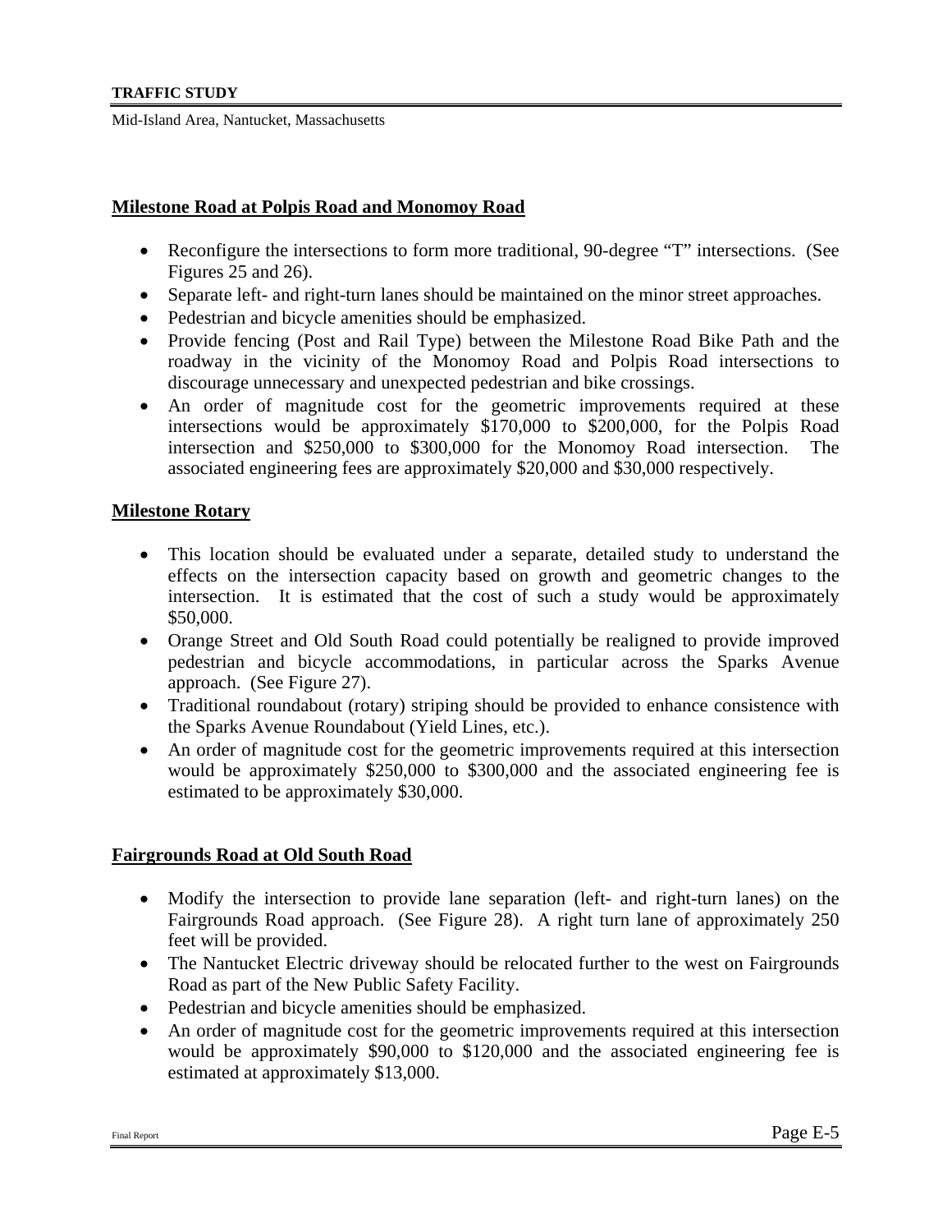### Milestone Road at Polpis Road and Monomoy Road

- Reconfigure the intersections to form more traditional, 90-degree "T" intersections. (See Figures 25 and 26).
- Separate left- and right-turn lanes should be maintained on the minor street approaches.
- Pedestrian and bicycle amenities should be emphasized.
- Provide fencing (Post and Rail Type) between the Milestone Road Bike Path and the roadway in the vicinity of the Monomoy Road and Polpis Road intersections to discourage unnecessary and unexpected pedestrian and bike crossings.
- An order of magnitude cost for the geometric improvements required at these intersections would be approximately \$170,000 to \$200,000, for the Polpis Road intersection and \$250,000 to \$300,000 for the Monomoy Road intersection. The associated engineering fees are approximately \$20,000 and \$30,000 respectively.

### Milestone Rotary

- This location should be evaluated under a separate, detailed study to understand the effects on the intersection capacity based on growth and geometric changes to the intersection. It is estimated that the cost of such a study would be approximately \$50,000.
- Orange Street and Old South Road could potentially be realigned to provide improved pedestrian and bicycle accommodations, in particular across the Sparks Avenue approach. (See Figure 27).
- Traditional roundabout (rotary) striping should be provided to enhance consistence with the Sparks Avenue Roundabout (Yield Lines, etc.).
- An order of magnitude cost for the geometric improvements required at this intersection would be approximately \$250,000 to \$300,000 and the associated engineering fee is estimated to be approximately \$30,000.

### Fairgrounds Road at Old South Road

- Modify the intersection to provide lane separation (left- and right-turn lanes) on the Fairgrounds Road approach. (See Figure 28). A right turn lane of approximately 250 feet will be provided.
- The Nantucket Electric driveway should be relocated further to the west on Fairgrounds Road as part of the New Public Safety Facility.
- Pedestrian and bicycle amenities should be emphasized.
- An order of magnitude cost for the geometric improvements required at this intersection would be approximately \$90,000 to \$120,000 and the associated engineering fee is estimated at approximately \$13,000.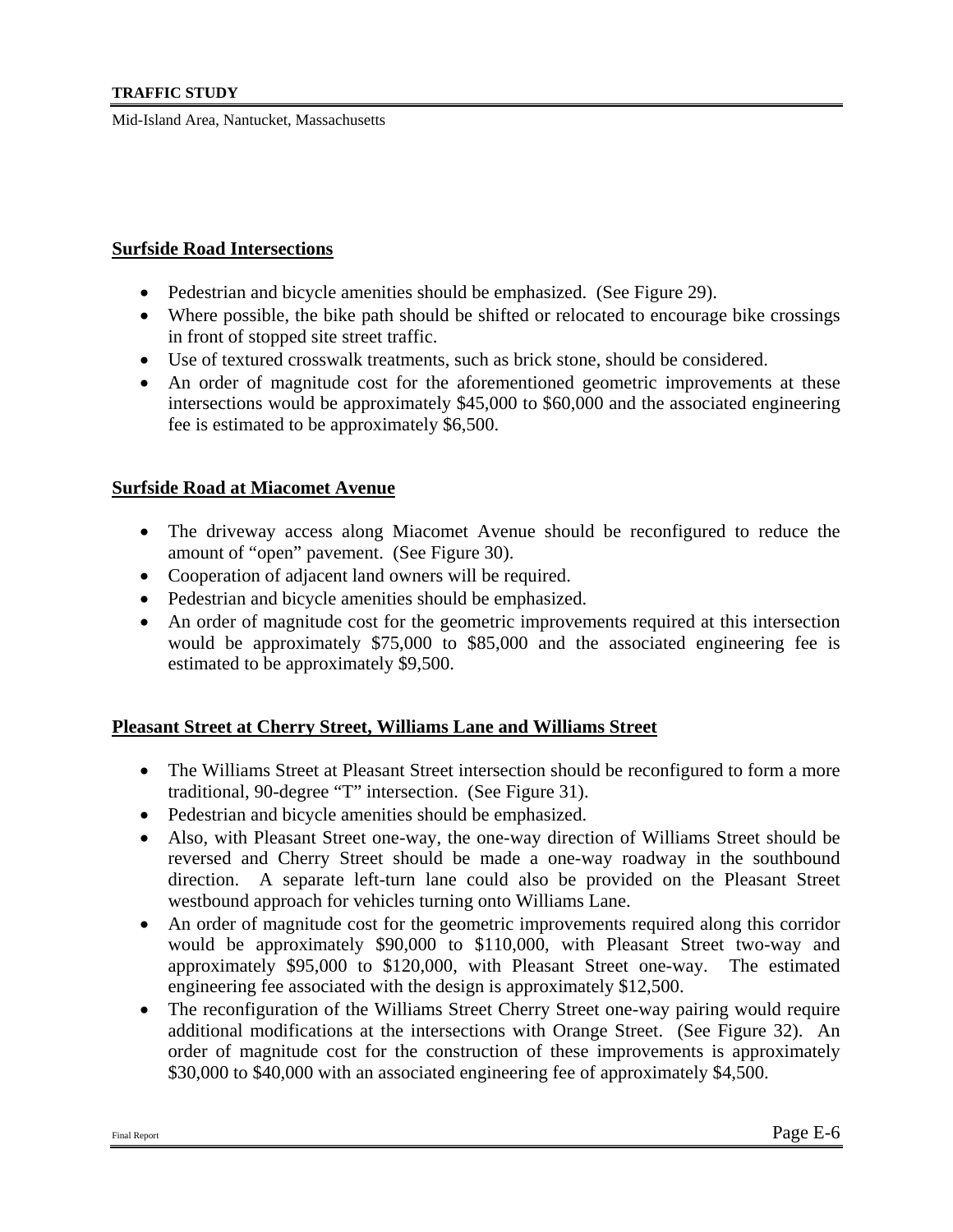### Surfside Road Intersections

- Pedestrian and bicycle amenities should be emphasized. (See Figure 29).
- Where possible, the bike path should be shifted or relocated to encourage bike crossings in front of stopped site street traffic.
- Use of textured crosswalk treatments, such as brick stone, should be considered.
- An order of magnitude cost for the aforementioned geometric improvements at these intersections would be approximately $45,000 to $60,000 and the associated engineering fee is estimated to be approximately $6,500.

### Surfside Road at Miacomet Avenue

- The driveway access along Miacomet Avenue should be reconfigured to reduce the amount of "open" pavement. (See Figure 30).
- Cooperation of adjacent land owners will be required.
- Pedestrian and bicycle amenities should be emphasized.
- An order of magnitude cost for the geometric improvements required at this intersection would be approximately $75,000 to $85,000 and the associated engineering fee is estimated to be approximately $9,500.

### Pleasant Street at Cherry Street, Williams Lane and Williams Street

- The Williams Street at Pleasant Street intersection should be reconfigured to form a more traditional, 90-degree "T" intersection. (See Figure 31).
- Pedestrian and bicycle amenities should be emphasized.
- Also, with Pleasant Street one-way, the one-way direction of Williams Street should be reversed and Cherry Street should be made a one-way roadway in the southbound direction. A separate left-turn lane could also be provided on the Pleasant Street westbound approach for vehicles turning onto Williams Lane.
- An order of magnitude cost for the geometric improvements required along this corridor would be approximately $90,000 to $110,000, with Pleasant Street two-way and approximately $95,000 to $120,000, with Pleasant Street one-way. The estimated engineering fee associated with the design is approximately $12,500.
- The reconfiguration of the Williams Street Cherry Street one-way pairing would require additional modifications at the intersections with Orange Street. (See Figure 32). An order of magnitude cost for the construction of these improvements is approximately $30,000 to $40,000 with an associated engineering fee of approximately $4,500.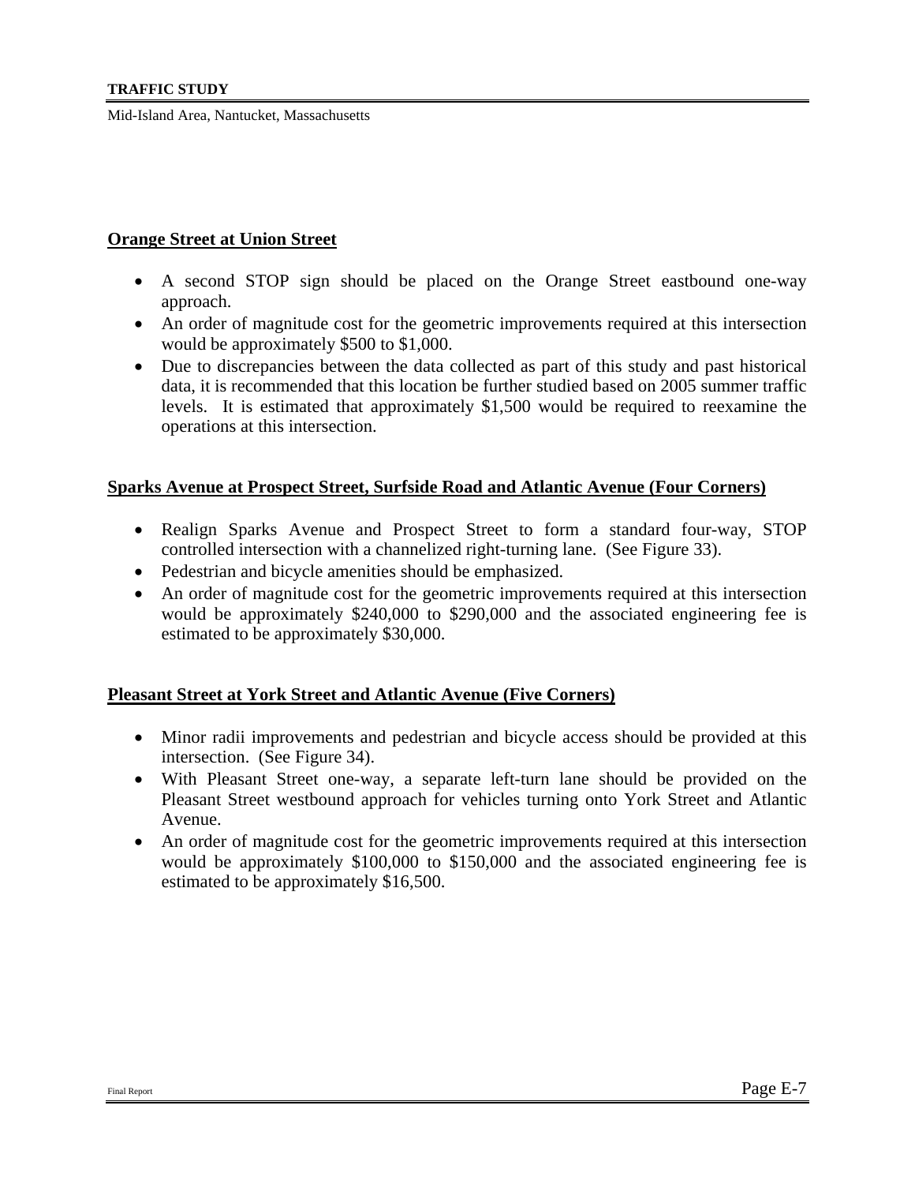**Orange Street at Union Street**

- A second STOP sign should be placed on the Orange Street eastbound one-way approach.
- An order of magnitude cost for the geometric improvements required at this intersection would be approximately $500 to $1,000.
- Due to discrepancies between the data collected as part of this study and past historical data, it is recommended that this location be further studied based on 2005 summer traffic levels. It is estimated that approximately $1,500 would be required to reexamine the operations at this intersection.

**Sparks Avenue at Prospect Street, Surfside Road and Atlantic Avenue (Four Corners)**

- Realign Sparks Avenue and Prospect Street to form a standard four-way, STOP controlled intersection with a channelized right-turning lane. (See Figure 33).
- Pedestrian and bicycle amenities should be emphasized.
- An order of magnitude cost for the geometric improvements required at this intersection would be approximately $240,000 to $290,000 and the associated engineering fee is estimated to be approximately $30,000.

**Pleasant Street at York Street and Atlantic Avenue (Five Corners)**

- Minor radii improvements and pedestrian and bicycle access should be provided at this intersection. (See Figure 34).
- With Pleasant Street one-way, a separate left-turn lane should be provided on the Pleasant Street westbound approach for vehicles turning onto York Street and Atlantic Avenue.
- An order of magnitude cost for the geometric improvements required at this intersection would be approximately $100,000 to $150,000 and the associated engineering fee is estimated to be approximately $16,500.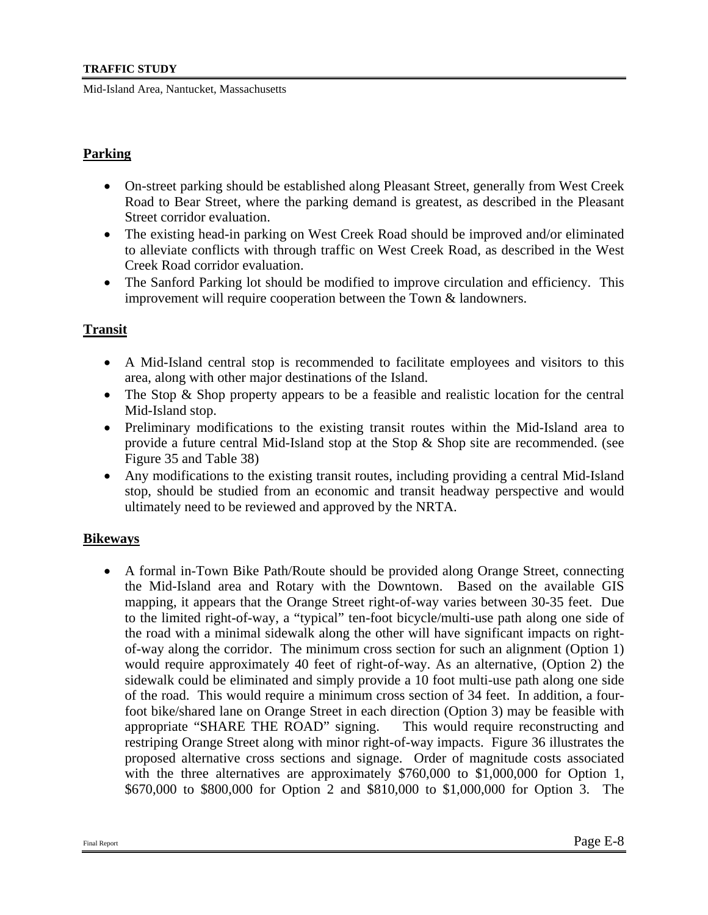## Parking

- On-street parking should be established along Pleasant Street, generally from West Creek Road to Bear Street, where the parking demand is greatest, as described in the Pleasant Street corridor evaluation.
- The existing head-in parking on West Creek Road should be improved and/or eliminated to alleviate conflicts with through traffic on West Creek Road, as described in the West Creek Road corridor evaluation.
- The Sanford Parking lot should be modified to improve circulation and efficiency. This improvement will require cooperation between the Town & landowners.

## Transit

- A Mid-Island central stop is recommended to facilitate employees and visitors to this area, along with other major destinations of the Island.
- The Stop & Shop property appears to be a feasible and realistic location for the central Mid-Island stop.
- Preliminary modifications to the existing transit routes within the Mid-Island area to provide a future central Mid-Island stop at the Stop & Shop site are recommended. (see Figure 35 and Table 38)
- Any modifications to the existing transit routes, including providing a central Mid-Island stop, should be studied from an economic and transit headway perspective and would ultimately need to be reviewed and approved by the NRTA.

## Bikeways

- A formal in-Town Bike Path/Route should be provided along Orange Street, connecting the Mid-Island area and Rotary with the Downtown. Based on the available GIS mapping, it appears that the Orange Street right-of-way varies between 30-35 feet. Due to the limited right-of-way, a "typical" ten-foot bicycle/multi-use path along one side of the road with a minimal sidewalk along the other will have significant impacts on right-of-way along the corridor. The minimum cross section for such an alignment (Option 1) would require approximately 40 feet of right-of-way. As an alternative, (Option 2) the sidewalk could be eliminated and simply provide a 10 foot multi-use path along one side of the road. This would require a minimum cross section of 34 feet. In addition, a four-foot bike/shared lane on Orange Street in each direction (Option 3) may be feasible with appropriate "SHARE THE ROAD" signing. This would require reconstructing and restriping Orange Street along with minor right-of-way impacts. Figure 36 illustrates the proposed alternative cross sections and signage. Order of magnitude costs associated with the three alternatives are approximately $760,000 to $1,000,000 for Option 1, $670,000 to $800,000 for Option 2 and $810,000 to $1,000,000 for Option 3. The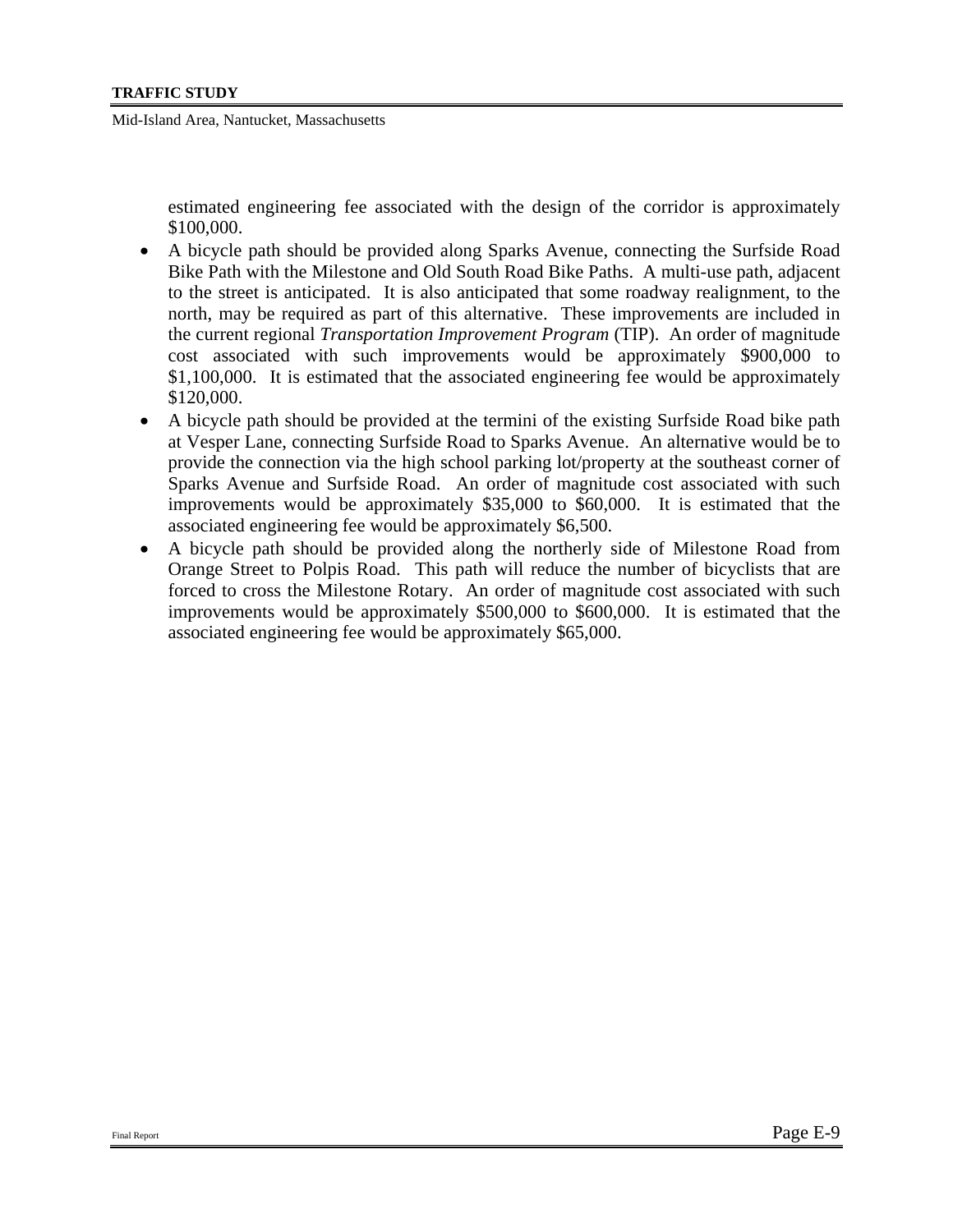estimated engineering fee associated with the design of the corridor is approximately $100,000.

- A bicycle path should be provided along Sparks Avenue, connecting the Surfside Road Bike Path with the Milestone and Old South Road Bike Paths. A multi-use path, adjacent to the street is anticipated. It is also anticipated that some roadway realignment, to the north, may be required as part of this alternative. These improvements are included in the current regional *Transportation Improvement Program* (TIP). An order of magnitude cost associated with such improvements would be approximately $900,000 to $1,100,000. It is estimated that the associated engineering fee would be approximately $120,000.
- A bicycle path should be provided at the termini of the existing Surfside Road bike path at Vesper Lane, connecting Surfside Road to Sparks Avenue. An alternative would be to provide the connection via the high school parking lot/property at the southeast corner of Sparks Avenue and Surfside Road. An order of magnitude cost associated with such improvements would be approximately $35,000 to $60,000. It is estimated that the associated engineering fee would be approximately $6,500.
- A bicycle path should be provided along the northerly side of Milestone Road from Orange Street to Polpis Road. This path will reduce the number of bicyclists that are forced to cross the Milestone Rotary. An order of magnitude cost associated with such improvements would be approximately $500,000 to $600,000. It is estimated that the associated engineering fee would be approximately $65,000.